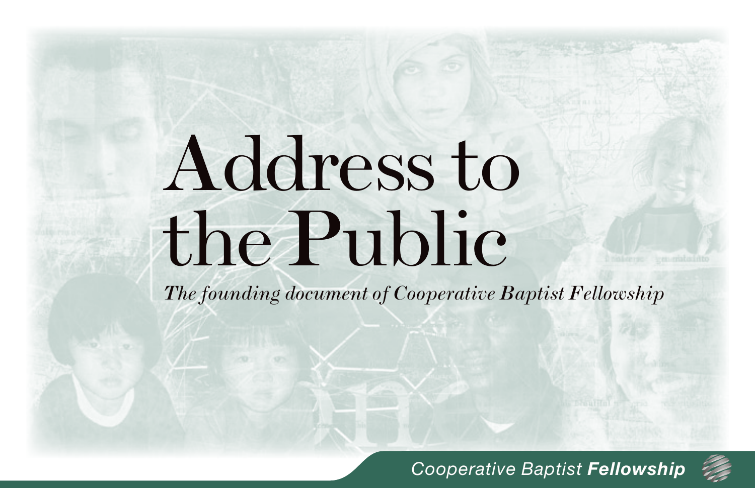# Address to the Public

*The founding document of Cooperative Baptist Fellowship*

Cooperative Baptist ***Fellowship***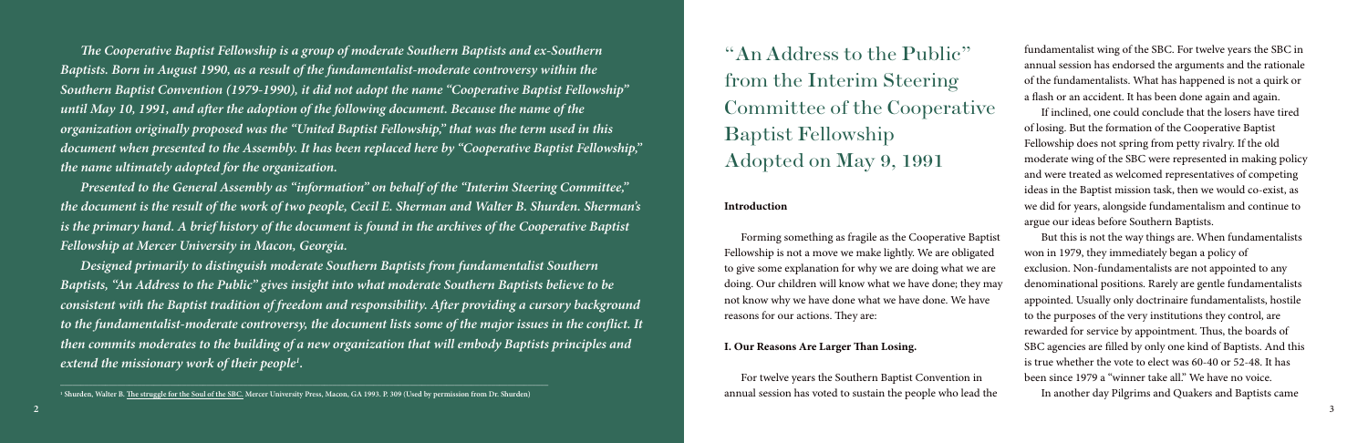*The Cooperative Baptist Fellowship is a group of moderate Southern Baptists and ex-Southern Baptists. Born in August 1990, as a result of the fundamentalist-moderate controversy within the Southern Baptist Convention (1979-1990), it did not adopt the name "Cooperative Baptist Fellowship" until May 10, 1991, and after the adoption of the following document. Because the name of the organization originally proposed was the "United Baptist Fellowship," that was the term used in this document when presented to the Assembly. It has been replaced here by "Cooperative Baptist Fellowship," the name ultimately adopted for the organization.*

*Presented to the General Assembly as "information" on behalf of the "Interim Steering Committee," the document is the result of the work of two people, Cecil E. Sherman and Walter B. Shurden. Sherman's is the primary hand. A brief history of the document is found in the archives of the Cooperative Baptist Fellowship at Mercer University in Macon, Georgia.*

*Designed primarily to distinguish moderate Southern Baptists from fundamentalist Southern Baptists, "An Address to the Public" gives insight into what moderate Southern Baptists believe to be consistent with the Baptist tradition of freedom and responsibility. After providing a cursory background to the fundamentalist-moderate controversy, the document lists some of the major issues in the conflict. It then commits moderates to the building of a new organization that will embody Baptists principles and extend the missionary work of their people[1].*

[1] Shurden, Walter B. The struggle for the Soul of the SBC. Mercer University Press, Macon, GA 1993. P. 309 (Used by permission from Dr. Shurden)

# "An Address to the Public" from the Interim Steering Committee of the Cooperative Baptist Fellowship Adopted on May 9, 1991

**Introduction**

Forming something as fragile as the Cooperative Baptist Fellowship is not a move we make lightly. We are obligated to give some explanation for why we are doing what we are doing. Our children will know what we have done; they may not know why we have done what we have done. We have reasons for our actions. They are:

**I. Our Reasons Are Larger Than Losing.**

For twelve years the Southern Baptist Convention in annual session has voted to sustain the people who lead the fundamentalist wing of the SBC. For twelve years the SBC in annual session has endorsed the arguments and the rationale of the fundamentalists. What has happened is not a quirk or a flash or an accident. It has been done again and again.

If inclined, one could conclude that the losers have tired of losing. But the formation of the Cooperative Baptist Fellowship does not spring from petty rivalry. If the old moderate wing of the SBC were represented in making policy and were treated as welcomed representatives of competing ideas in the Baptist mission task, then we would co-exist, as we did for years, alongside fundamentalism and continue to argue our ideas before Southern Baptists.

But this is not the way things are. When fundamentalists won in 1979, they immediately began a policy of exclusion. Non-fundamentalists are not appointed to any denominational positions. Rarely are gentle fundamentalists appointed. Usually only doctrinaire fundamentalists, hostile to the purposes of the very institutions they control, are rewarded for service by appointment. Thus, the boards of SBC agencies are filled by only one kind of Baptists. And this is true whether the vote to elect was 60-40 or 52-48. It has been since 1979 a "winner take all." We have no voice.

In another day Pilgrims and Quakers and Baptists came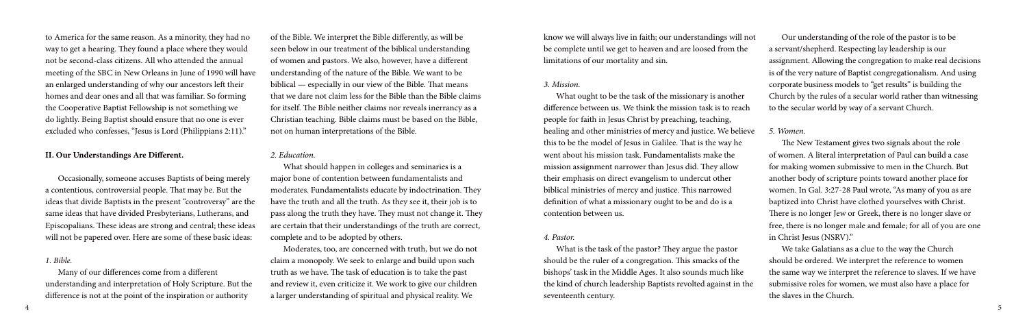to America for the same reason. As a minority, they had no way to get a hearing. They found a place where they would not be second-class citizens. All who attended the annual meeting of the SBC in New Orleans in June of 1990 will have an enlarged understanding of why our ancestors left their homes and dear ones and all that was familiar. So forming the Cooperative Baptist Fellowship is not something we do lightly. Being Baptist should ensure that no one is ever excluded who confesses, "Jesus is Lord (Philippians 2:11)."

## II. Our Understandings Are Different.

Occasionally, someone accuses Baptists of being merely a contentious, controversial people. That may be. But the ideas that divide Baptists in the present "controversy" are the same ideas that have divided Presbyterians, Lutherans, and Episcopalians. These ideas are strong and central; these ideas will not be papered over. Here are some of these basic ideas:

### *1. Bible.*

Many of our differences come from a different understanding and interpretation of Holy Scripture. But the difference is not at the point of the inspiration or authority of the Bible. We interpret the Bible differently, as will be seen below in our treatment of the biblical understanding of women and pastors. We also, however, have a different understanding of the nature of the Bible. We want to be biblical — especially in our view of the Bible. That means that we dare not claim less for the Bible than the Bible claims for itself. The Bible neither claims nor reveals inerrancy as a Christian teaching. Bible claims must be based on the Bible, not on human interpretations of the Bible.

### *2. Education.*

What should happen in colleges and seminaries is a major bone of contention between fundamentalists and moderates. Fundamentalists educate by indoctrination. They have the truth and all the truth. As they see it, their job is to pass along the truth they have. They must not change it. They are certain that their understandings of the truth are correct, complete and to be adopted by others.

Moderates, too, are concerned with truth, but we do not claim a monopoly. We seek to enlarge and build upon such truth as we have. The task of education is to take the past and review it, even criticize it. We work to give our children a larger understanding of spiritual and physical reality. We know we will always live in faith; our understandings will not be complete until we get to heaven and are loosed from the limitations of our mortality and sin.

### *3. Mission.*

What ought to be the task of the missionary is another difference between us. We think the mission task is to reach people for faith in Jesus Christ by preaching, teaching, healing and other ministries of mercy and justice. We believe this to be the model of Jesus in Galilee. That is the way he went about his mission task. Fundamentalists make the mission assignment narrower than Jesus did. They allow their emphasis on direct evangelism to undercut other biblical ministries of mercy and justice. This narrowed definition of what a missionary ought to be and do is a contention between us.

### *4. Pastor.*

What is the task of the pastor? They argue the pastor should be the ruler of a congregation. This smacks of the bishops' task in the Middle Ages. It also sounds much like the kind of church leadership Baptists revolted against in the seventeenth century.

Our understanding of the role of the pastor is to be a servant/shepherd. Respecting lay leadership is our assignment. Allowing the congregation to make real decisions is of the very nature of Baptist congregationalism. And using corporate business models to "get results" is building the Church by the rules of a secular world rather than witnessing to the secular world by way of a servant Church.

### *5. Women.*

The New Testament gives two signals about the role of women. A literal interpretation of Paul can build a case for making women submissive to men in the Church. But another body of scripture points toward another place for women. In Gal. 3:27-28 Paul wrote, "As many of you as are baptized into Christ have clothed yourselves with Christ. There is no longer Jew or Greek, there is no longer slave or free, there is no longer male and female; for all of you are one in Christ Jesus (NSRV)."

We take Galatians as a clue to the way the Church should be ordered. We interpret the reference to women the same way we interpret the reference to slaves. If we have submissive roles for women, we must also have a place for the slaves in the Church.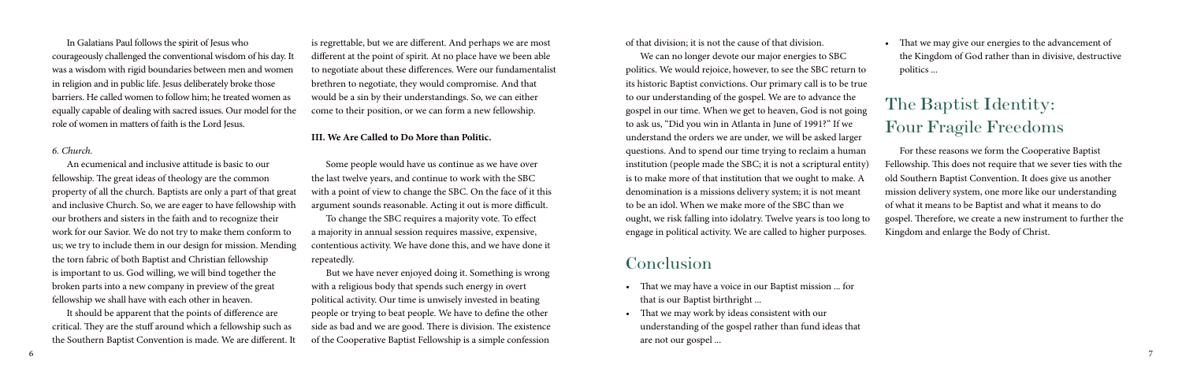In Galatians Paul follows the spirit of Jesus who courageously challenged the conventional wisdom of his day. It was a wisdom with rigid boundaries between men and women in religion and in public life. Jesus deliberately broke those barriers. He called women to follow him; he treated women as equally capable of dealing with sacred issues. Our model for the role of women in matters of faith is the Lord Jesus.

*6. Church.*

An ecumenical and inclusive attitude is basic to our fellowship. The great ideas of theology are the common property of all the church. Baptists are only a part of that great and inclusive Church. So, we are eager to have fellowship with our brothers and sisters in the faith and to recognize their work for our Savior. We do not try to make them conform to us; we try to include them in our design for mission. Mending the torn fabric of both Baptist and Christian fellowship is important to us. God willing, we will bind together the broken parts into a new company in preview of the great fellowship we shall have with each other in heaven.

It should be apparent that the points of difference are critical. They are the stuff around which a fellowship such as the Southern Baptist Convention is made. We are different. It is regrettable, but we are different. And perhaps we are most different at the point of spirit. At no place have we been able to negotiate about these differences. Were our fundamentalist brethren to negotiate, they would compromise. And that would be a sin by their understandings. So, we can either come to their position, or we can form a new fellowship.

**III. We Are Called to Do More than Politic.**

Some people would have us continue as we have over the last twelve years, and continue to work with the SBC with a point of view to change the SBC. On the face of it this argument sounds reasonable. Acting it out is more difficult.

To change the SBC requires a majority vote. To effect a majority in annual session requires massive, expensive, contentious activity. We have done this, and we have done it repeatedly.

But we have never enjoyed doing it. Something is wrong with a religious body that spends such energy in overt political activity. Our time is unwisely invested in beating people or trying to beat people. We have to define the other side as bad and we are good. There is division. The existence of the Cooperative Baptist Fellowship is a simple confession of that division; it is not the cause of that division.

We can no longer devote our major energies to SBC politics. We would rejoice, however, to see the SBC return to its historic Baptist convictions. Our primary call is to be true to our understanding of the gospel. We are to advance the gospel in our time. When we get to heaven, God is not going to ask us, "Did you win in Atlanta in June of 1991?" If we understand the orders we are under, we will be asked larger questions. And to spend our time trying to reclaim a human institution (people made the SBC; it is not a scriptural entity) is to make more of that institution that we ought to make. A denomination is a missions delivery system; it is not meant to be an idol. When we make more of the SBC than we ought, we risk falling into idolatry. Twelve years is too long to engage in political activity. We are called to higher purposes.

## Conclusion

- That we may have a voice in our Baptist mission ... for that is our Baptist birthright ...
- That we may work by ideas consistent with our understanding of the gospel rather than fund ideas that are not our gospel ...
- That we may give our energies to the advancement of the Kingdom of God rather than in divisive, destructive politics ...

## The Baptist Identity: Four Fragile Freedoms

For these reasons we form the Cooperative Baptist Fellowship. This does not require that we sever ties with the old Southern Baptist Convention. It does give us another mission delivery system, one more like our understanding of what it means to be Baptist and what it means to do gospel. Therefore, we create a new instrument to further the Kingdom and enlarge the Body of Christ.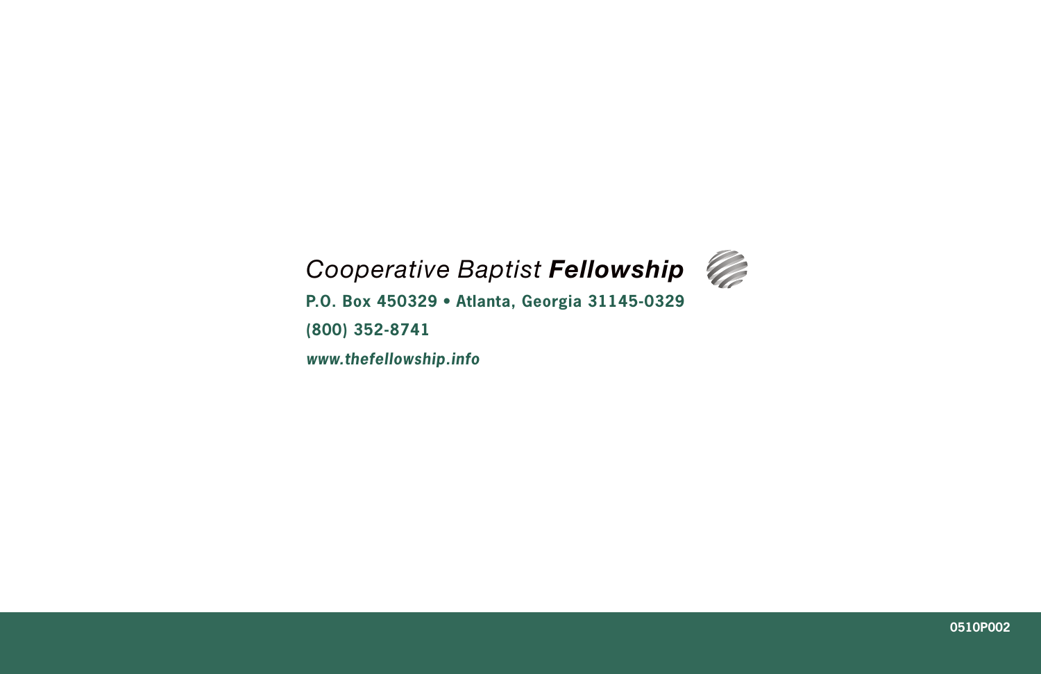*Cooperative Baptist* ***Fellowship***

**P.O. Box 450329 • Atlanta, Georgia 31145-0329**

**(800) 352-8741**

***www.thefellowship.info***

**0510P002**